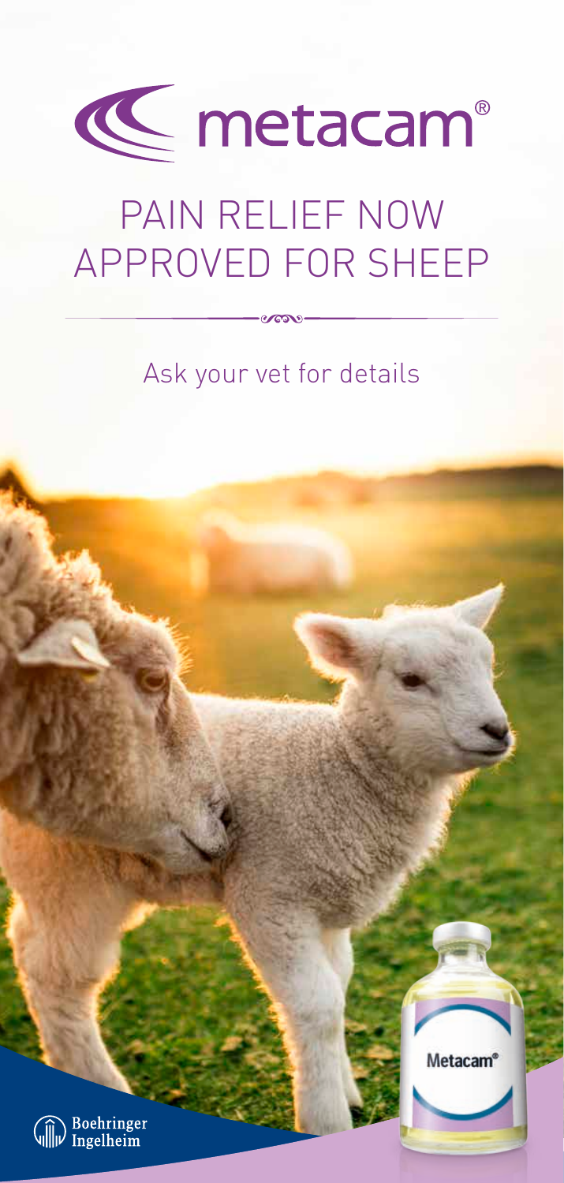# metacam®

## PAIN RELIEF NOW APPROVED FOR SHEEP

Ask your vet for details

Metacam®

Boehringer Ingelheim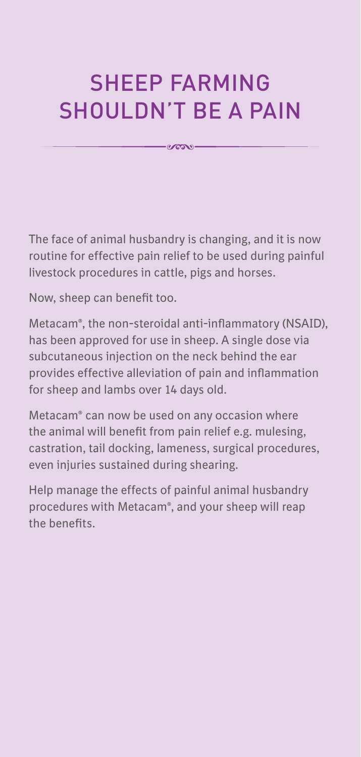# SHEEP FARMING SHOULDN'T BE A PAIN

The face of animal husbandry is changing, and it is now routine for effective pain relief to be used during painful livestock procedures in cattle, pigs and horses.

Now, sheep can benefit too.

Metacam®, the non-steroidal anti-inflammatory (NSAID), has been approved for use in sheep. A single dose via subcutaneous injection on the neck behind the ear provides effective alleviation of pain and inflammation for sheep and lambs over 14 days old.

Metacam® can now be used on any occasion where the animal will benefit from pain relief e.g. mulesing, castration, tail docking, lameness, surgical procedures, even injuries sustained during shearing.

Help manage the effects of painful animal husbandry procedures with Metacam®, and your sheep will reap the benefits.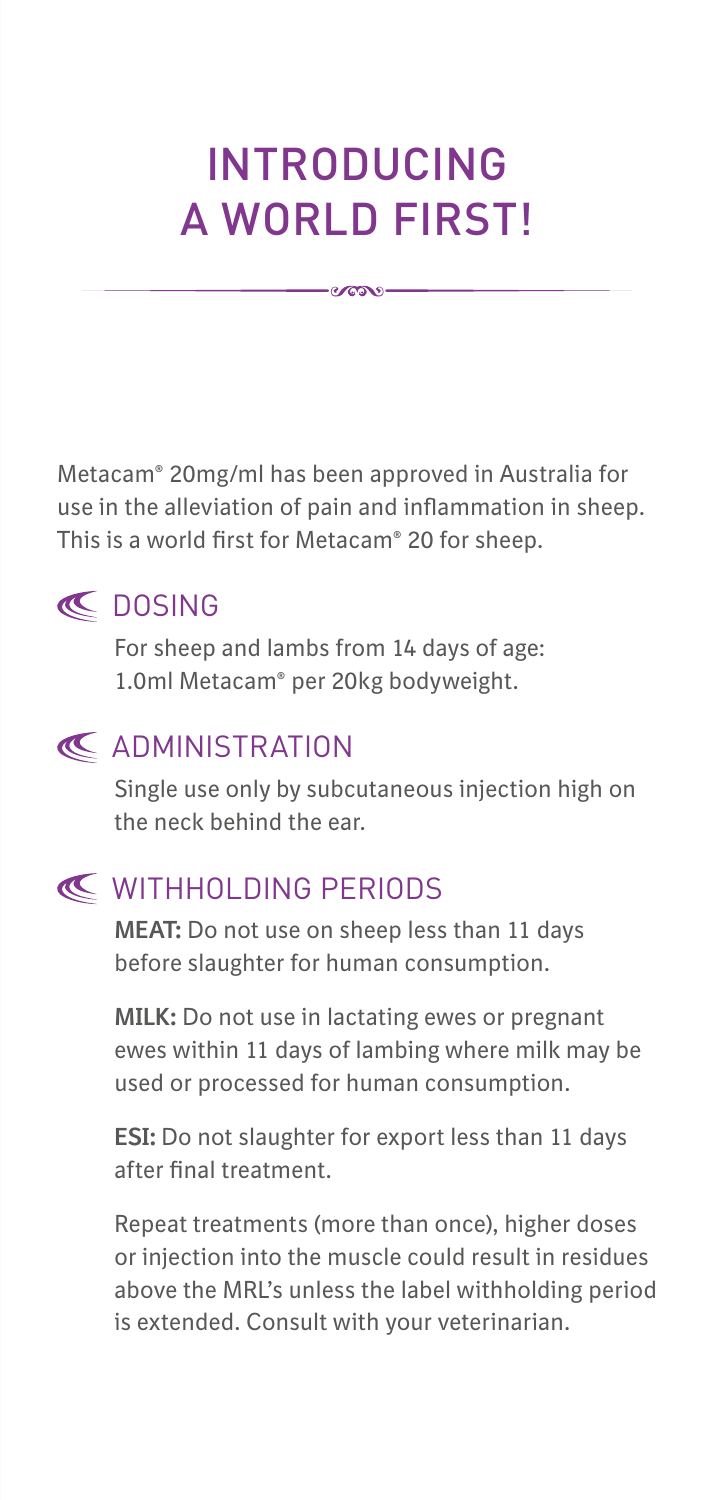# INTRODUCING A WORLD FIRST!

Metacam® 20mg/ml has been approved in Australia for use in the alleviation of pain and inflammation in sheep. This is a world first for Metacam® 20 for sheep.

## DOSING

For sheep and lambs from 14 days of age: 1.0ml Metacam® per 20kg bodyweight.

## ADMINISTRATION

Single use only by subcutaneous injection high on the neck behind the ear.

## WITHHOLDING PERIODS

**MEAT:** Do not use on sheep less than 11 days before slaughter for human consumption.

**MILK:** Do not use in lactating ewes or pregnant ewes within 11 days of lambing where milk may be used or processed for human consumption.

**ESI:** Do not slaughter for export less than 11 days after final treatment.

Repeat treatments (more than once), higher doses or injection into the muscle could result in residues above the MRL's unless the label withholding period is extended. Consult with your veterinarian.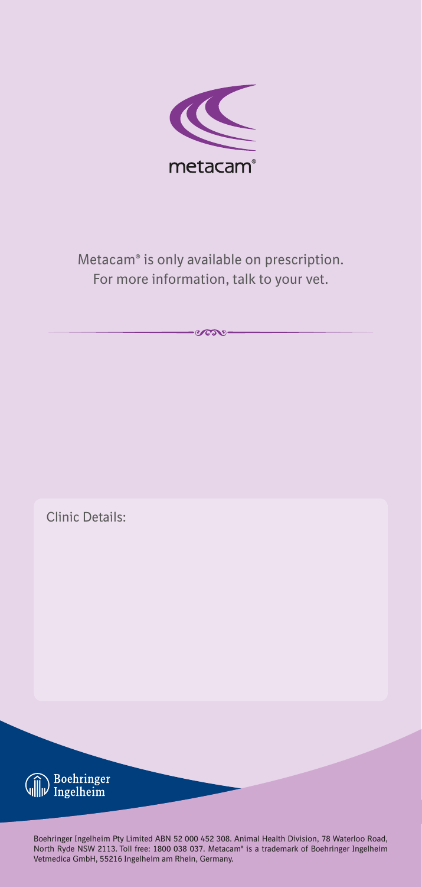metacam®

Metacam® is only available on prescription.
For more information, talk to your vet.

Clinic Details:

Boehringer Ingelheim

Boehringer Ingelheim Pty Limited ABN 52 000 452 308. Animal Health Division, 78 Waterloo Road, North Ryde NSW 2113. Toll free: 1800 038 037. Metacam® is a trademark of Boehringer Ingelheim Vetmedica GmbH, 55216 Ingelheim am Rhein, Germany.